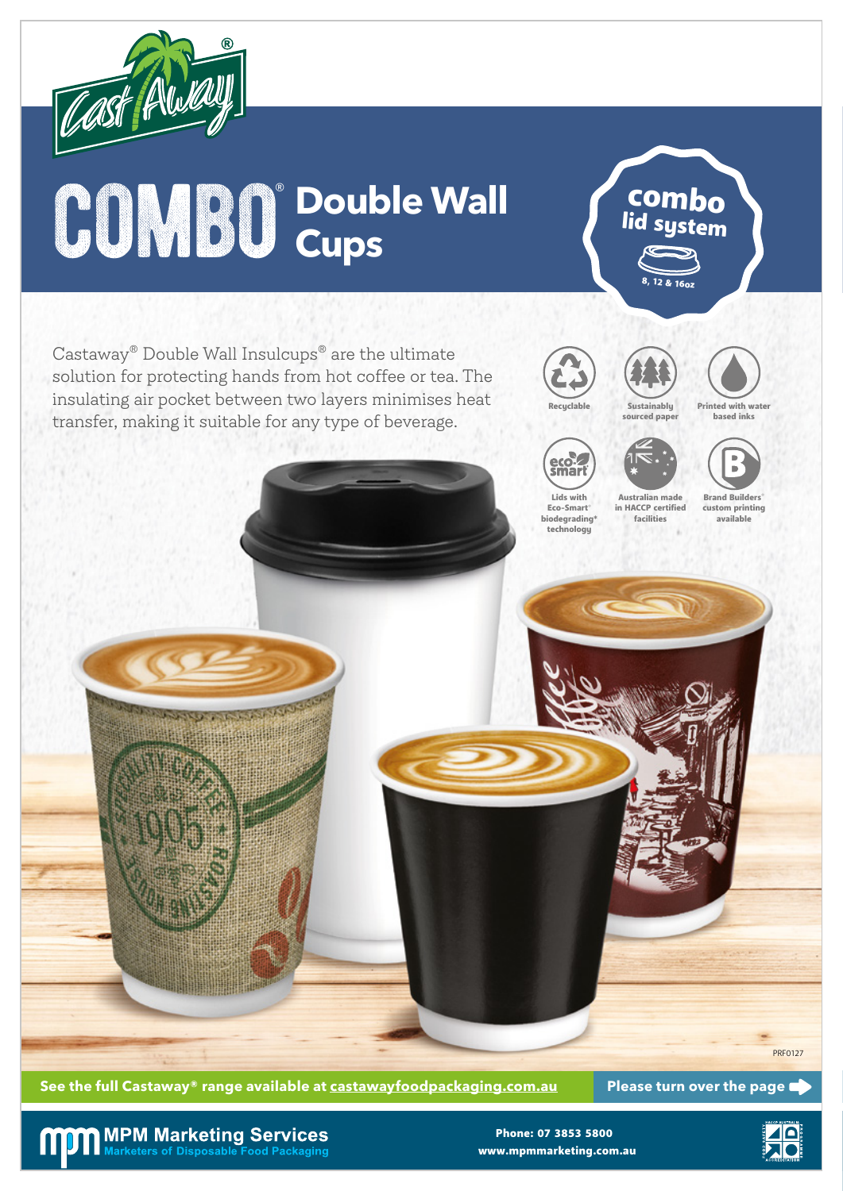# COMBO® Double Wall Cups

**combo lid system**

8, 12 & 16oz

Castaway® Double Wall Insulcups® are the ultimate solution for protecting hands from hot coffee or tea. The insulating air pocket between two layers minimises heat transfer, making it suitable for any type of beverage.

- Recyclable
- Sustainably sourced paper
- Printed with water based inks
- Lids with Eco-Smart® biodegrading* technology
- Australian made in HACCP certified facilities
- Brand Builders® custom printing available

PRF0127

**See the full Castaway® range available at castawayfoodpackaging.com.au**

**Please turn over the page**

**MPM Marketing Services**
Marketers of Disposable Food Packaging

**Phone: 07 3853 5800**
**www.mpmmarketing.com.au**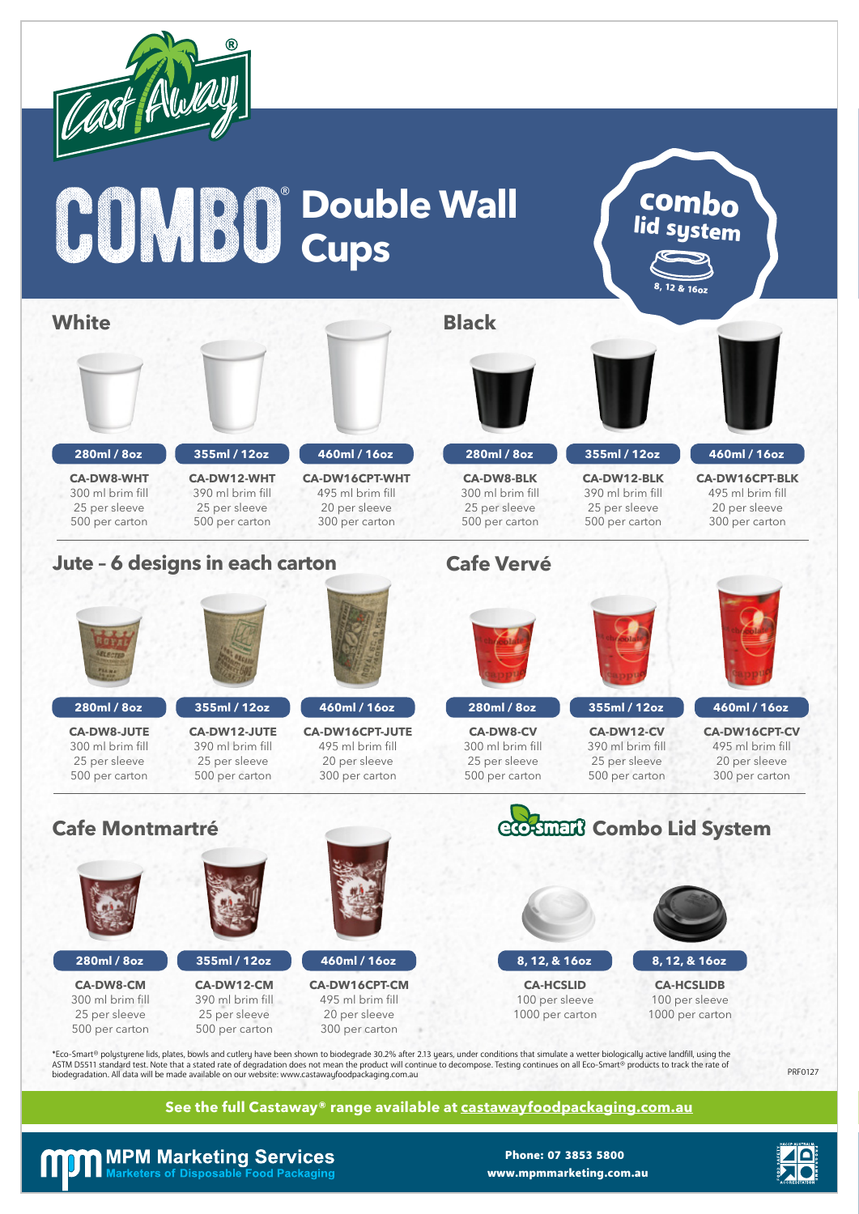Cast Away®

# COMBO® Double Wall Cups

combo lid system
8, 12 & 16oz

## White

| 280ml / 8oz | 355ml / 12oz | 460ml / 16oz |
|---|---|---|
| **CA-DW8-WHT** | **CA-DW12-WHT** | **CA-DW16CPT-WHT** |
| 300 ml brim fill | 390 ml brim fill | 495 ml brim fill |
| 25 per sleeve | 25 per sleeve | 20 per sleeve |
| 500 per carton | 500 per carton | 300 per carton |

## Black

| 280ml / 8oz | 355ml / 12oz | 460ml / 16oz |
|---|---|---|
| **CA-DW8-BLK** | **CA-DW12-BLK** | **CA-DW16CPT-BLK** |
| 300 ml brim fill | 390 ml brim fill | 495 ml brim fill |
| 25 per sleeve | 25 per sleeve | 20 per sleeve |
| 500 per carton | 500 per carton | 300 per carton |

## Jute – 6 designs in each carton

| 280ml / 8oz | 355ml / 12oz | 460ml / 16oz |
|---|---|---|
| **CA-DW8-JUTE** | **CA-DW12-JUTE** | **CA-DW16CPT-JUTE** |
| 300 ml brim fill | 390 ml brim fill | 495 ml brim fill |
| 25 per sleeve | 25 per sleeve | 20 per sleeve |
| 500 per carton | 500 per carton | 300 per carton |

## Cafe Vervé

| 280ml / 8oz | 355ml / 12oz | 460ml / 16oz |
|---|---|---|
| **CA-DW8-CV** | **CA-DW12-CV** | **CA-DW16CPT-CV** |
| 300 ml brim fill | 390 ml brim fill | 495 ml brim fill |
| 25 per sleeve | 25 per sleeve | 20 per sleeve |
| 500 per carton | 500 per carton | 300 per carton |

## Cafe Montmartré

| 280ml / 8oz | 355ml / 12oz | 460ml / 16oz |
|---|---|---|
| **CA-DW8-CM** | **CA-DW12-CM** | **CA-DW16CPT-CM** |
| 300 ml brim fill | 390 ml brim fill | 495 ml brim fill |
| 25 per sleeve | 25 per sleeve | 20 per sleeve |
| 500 per carton | 500 per carton | 300 per carton |

## eco-smart Combo Lid System

| 8, 12, & 16oz | 8, 12, & 16oz |
|---|---|
| **CA-HCSLID** | **CA-HCSLIDB** |
| 100 per sleeve | 100 per sleeve |
| 1000 per carton | 1000 per carton |

*Eco-Smart® polystyrene lids, plates, bowls and cutlery have been shown to biodegrade 30.2% after 2.13 years, under conditions that simulate a wetter biologically active landfill, using the ASTM D5511 standard test. Note that a stated rate of degradation does not mean the product will continue to decompose. Testing continues on all Eco-Smart® products to track the rate of biodegradation. All data will be made available on our website: www.castawayfoodpackaging.com.au

PRF0127

**See the full Castaway® range available at castawayfoodpackaging.com.au**

**MPM Marketing Services**
Marketers of Disposable Food Packaging

Phone: 07 3853 5800
www.mpmmarketing.com.au